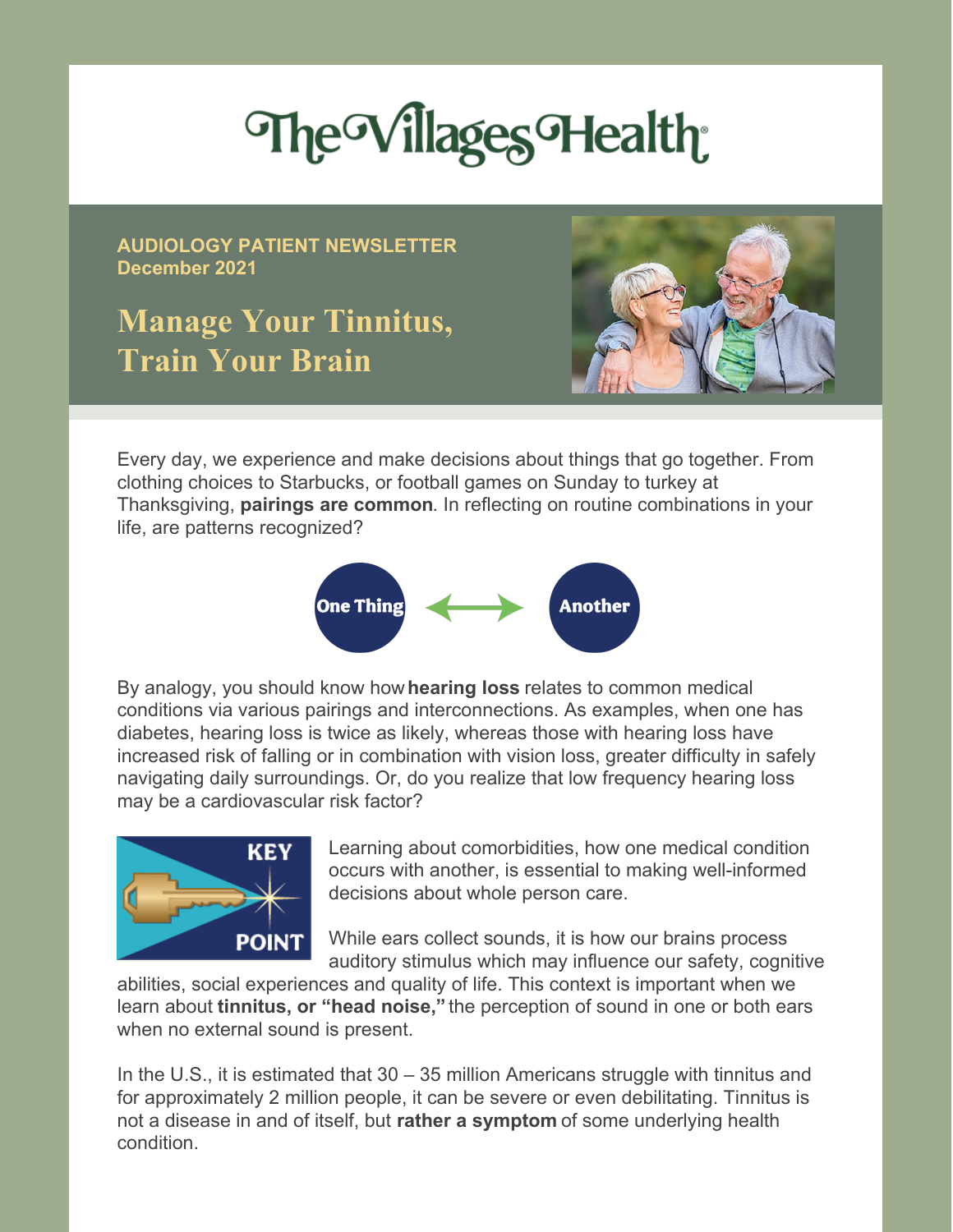# The Villages Health

**AUDIOLOGY PATIENT NEWSLETTER**
**December 2021**

## Manage Your Tinnitus, Train Your Brain

Every day, we experience and make decisions about things that go together. From clothing choices to Starbucks, or football games on Sunday to turkey at Thanksgiving, **pairings are common**. In reflecting on routine combinations in your life, are patterns recognized?

One Thing ⟷ Another

By analogy, you should know how **hearing loss** relates to common medical conditions via various pairings and interconnections. As examples, when one has diabetes, hearing loss is twice as likely, whereas those with hearing loss have increased risk of falling or in combination with vision loss, greater difficulty in safely navigating daily surroundings. Or, do you realize that low frequency hearing loss may be a cardiovascular risk factor?

KEY POINT

Learning about comorbidities, how one medical condition occurs with another, is essential to making well-informed decisions about whole person care.

While ears collect sounds, it is how our brains process auditory stimulus which may influence our safety, cognitive abilities, social experiences and quality of life. This context is important when we learn about **tinnitus, or "head noise,"** the perception of sound in one or both ears when no external sound is present.

In the U.S., it is estimated that 30 – 35 million Americans struggle with tinnitus and for approximately 2 million people, it can be severe or even debilitating. Tinnitus is not a disease in and of itself, but **rather a symptom** of some underlying health condition.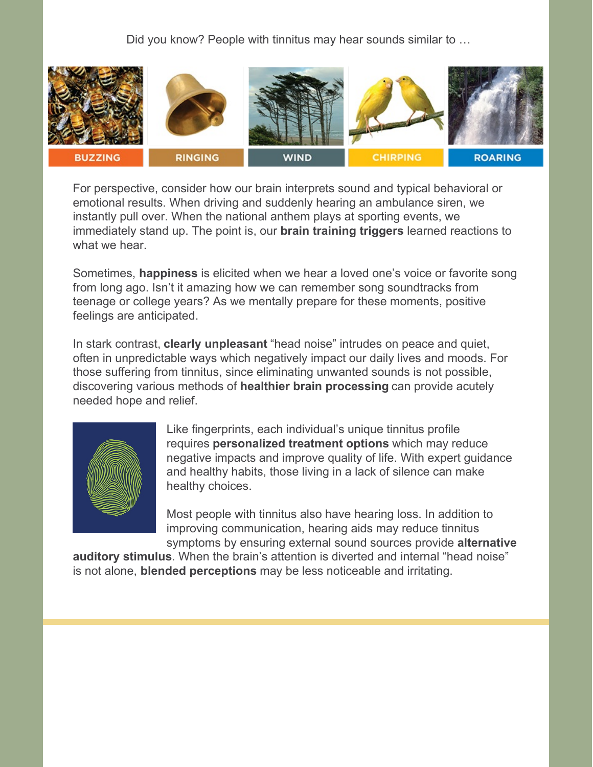Did you know? People with tinnitus may hear sounds similar to …

BUZZING | RINGING | WIND | CHIRPING | ROARING

For perspective, consider how our brain interprets sound and typical behavioral or emotional results. When driving and suddenly hearing an ambulance siren, we instantly pull over. When the national anthem plays at sporting events, we immediately stand up. The point is, our **brain training triggers** learned reactions to what we hear.

Sometimes, **happiness** is elicited when we hear a loved one's voice or favorite song from long ago. Isn't it amazing how we can remember song soundtracks from teenage or college years? As we mentally prepare for these moments, positive feelings are anticipated.

In stark contrast, **clearly unpleasant** "head noise" intrudes on peace and quiet, often in unpredictable ways which negatively impact our daily lives and moods. For those suffering from tinnitus, since eliminating unwanted sounds is not possible, discovering various methods of **healthier brain processing** can provide acutely needed hope and relief.

Like fingerprints, each individual's unique tinnitus profile requires **personalized treatment options** which may reduce negative impacts and improve quality of life. With expert guidance and healthy habits, those living in a lack of silence can make healthy choices.

Most people with tinnitus also have hearing loss. In addition to improving communication, hearing aids may reduce tinnitus symptoms by ensuring external sound sources provide **alternative auditory stimulus**. When the brain's attention is diverted and internal "head noise" is not alone, **blended perceptions** may be less noticeable and irritating.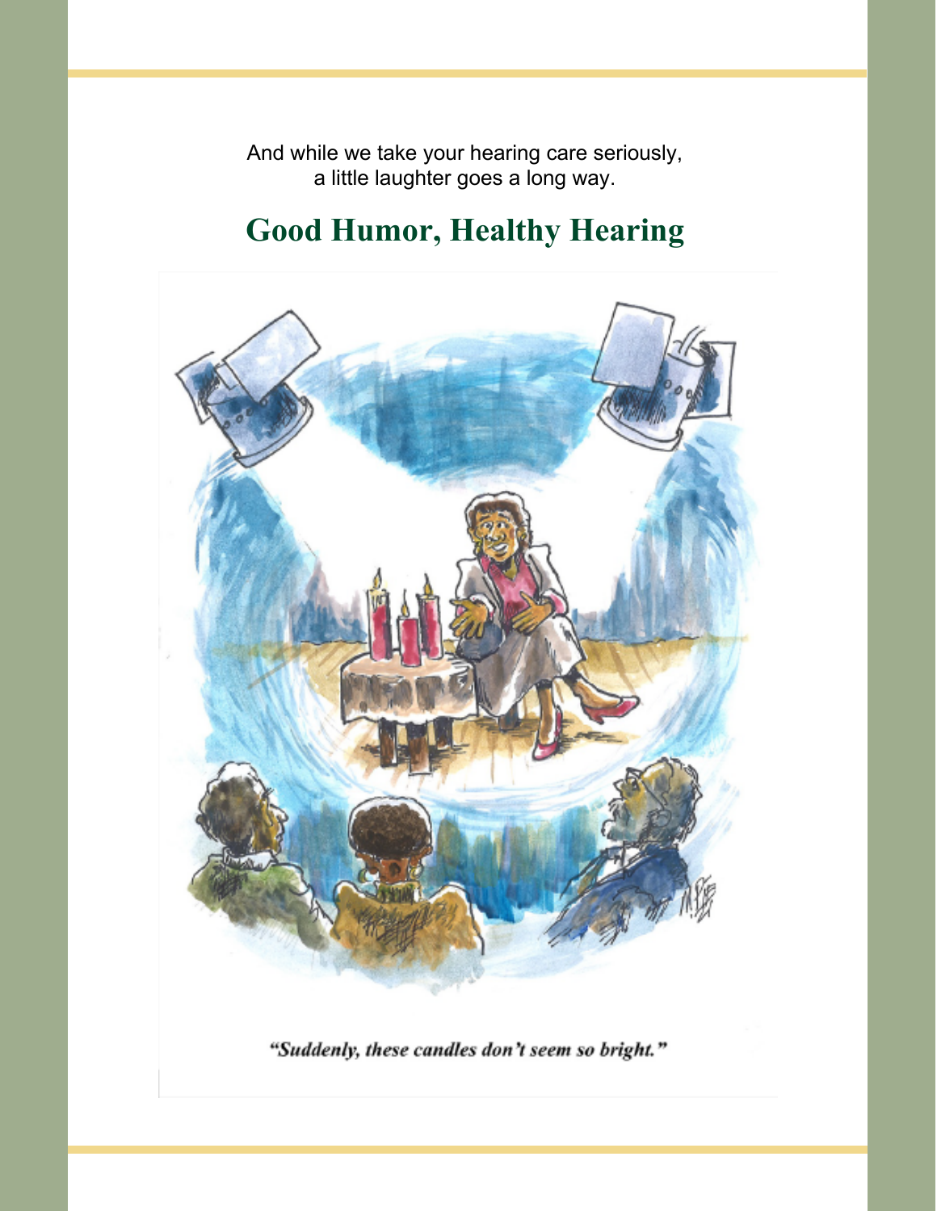And while we take your hearing care seriously,
a little laughter goes a long way.

## Good Humor, Healthy Hearing

*"Suddenly, these candles don't seem so bright."*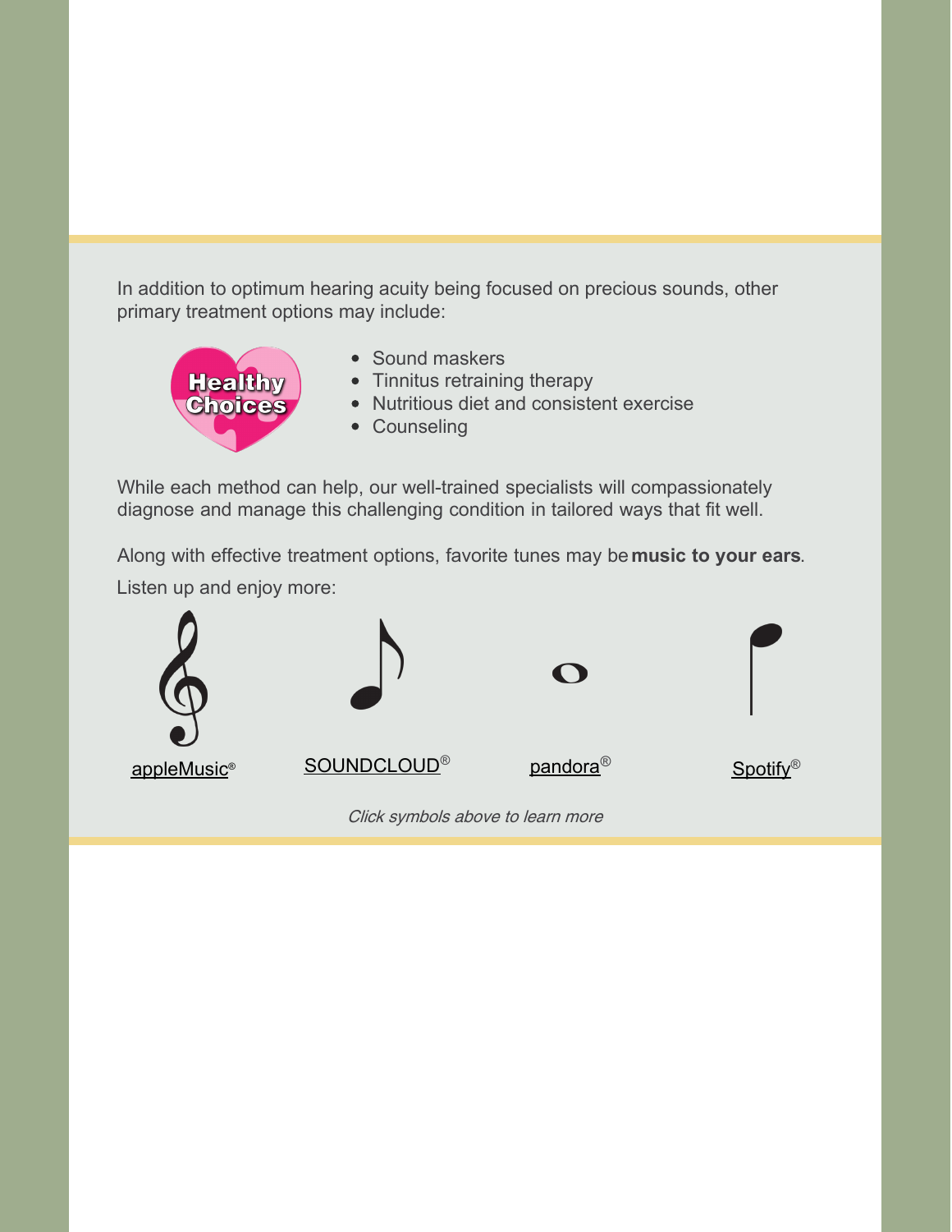In addition to optimum hearing acuity being focused on precious sounds, other primary treatment options may include:

- Sound maskers
- Tinnitus retraining therapy
- Nutritious diet and consistent exercise
- Counseling

While each method can help, our well-trained specialists will compassionately diagnose and manage this challenging condition in tailored ways that fit well.

Along with effective treatment options, favorite tunes may be **music to your ears**.

Listen up and enjoy more:

appleMusic® SOUNDCLOUD® pandora® Spotify®

*Click symbols above to learn more*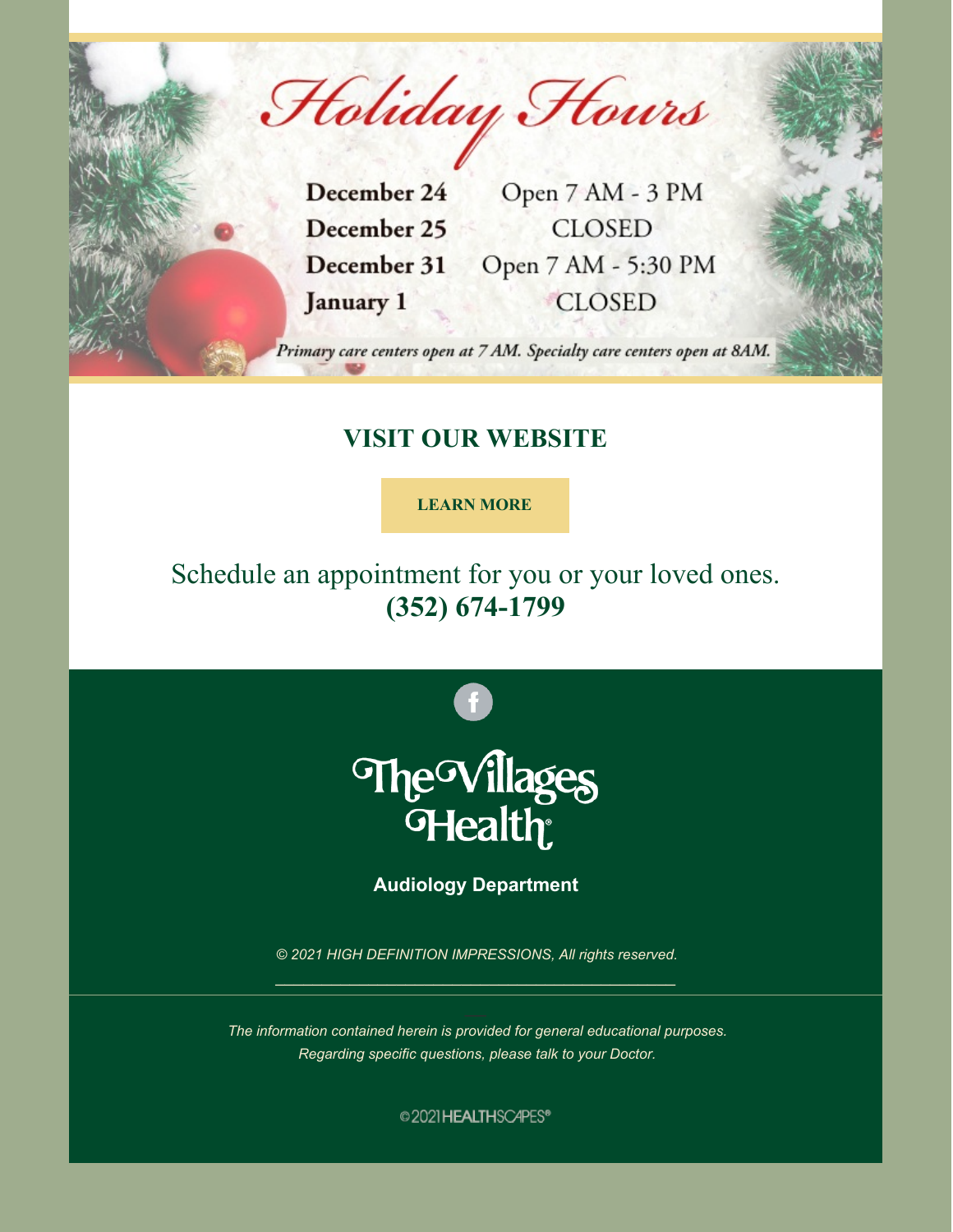# Holiday Hours

| | |
|---|---|
| December 24 | Open 7 AM - 3 PM |
| December 25 | CLOSED |
| December 31 | Open 7 AM - 5:30 PM |
| January 1 | CLOSED |

*Primary care centers open at 7 AM. Specialty care centers open at 8AM.*

## VISIT OUR WEBSITE

**LEARN MORE**

Schedule an appointment for you or your loved ones.
**(352) 674-1799**

The Villages Health

**Audiology Department**

*© 2021 HIGH DEFINITION IMPRESSIONS, All rights reserved.*

*The information contained herein is provided for general educational purposes. Regarding specific questions, please talk to your Doctor.*

©2021 HEALTHSCAPES®